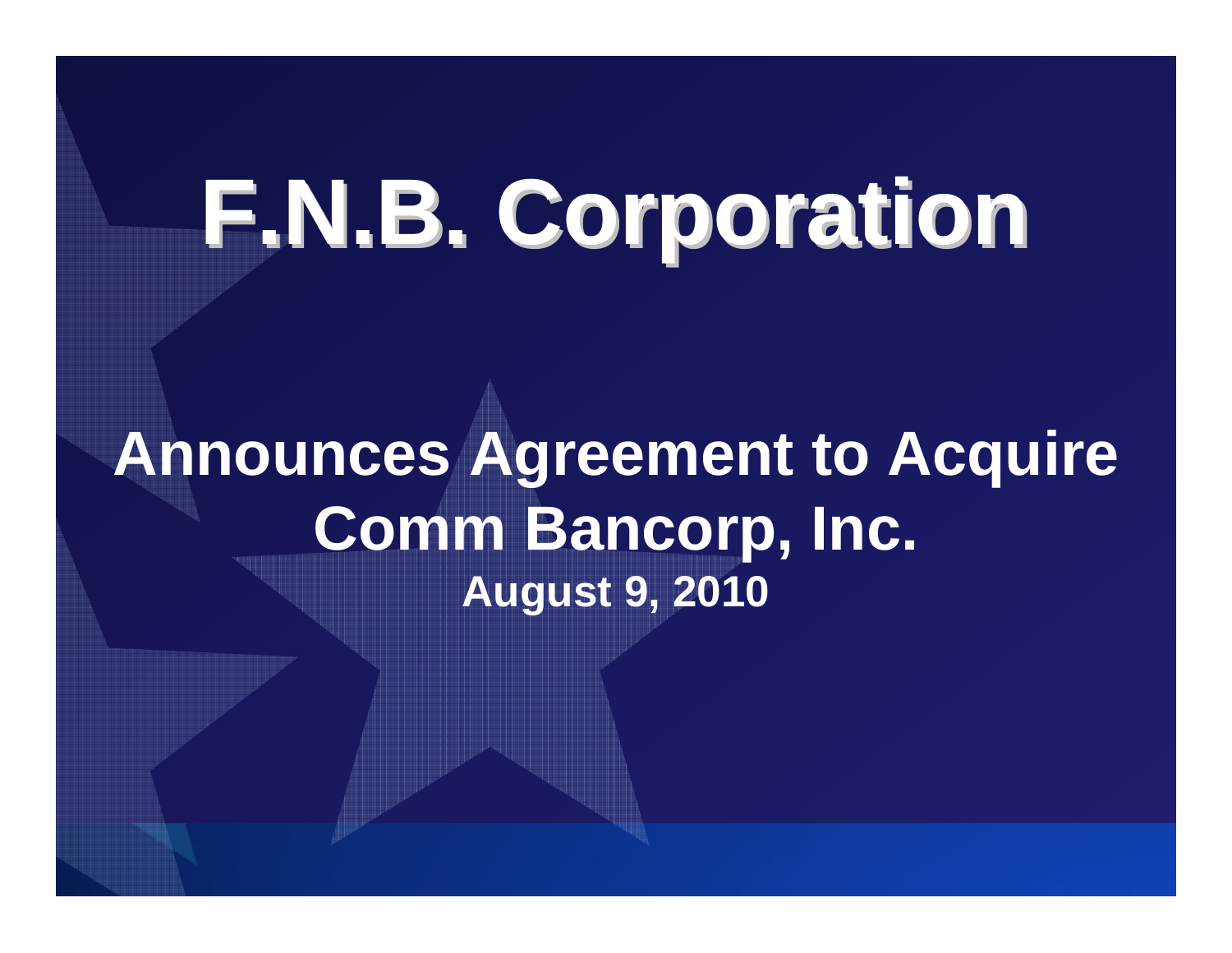# F.N.B. Corporation

## Announces Agreement to Acquire Comm Bancorp, Inc.

**August 9, 2010**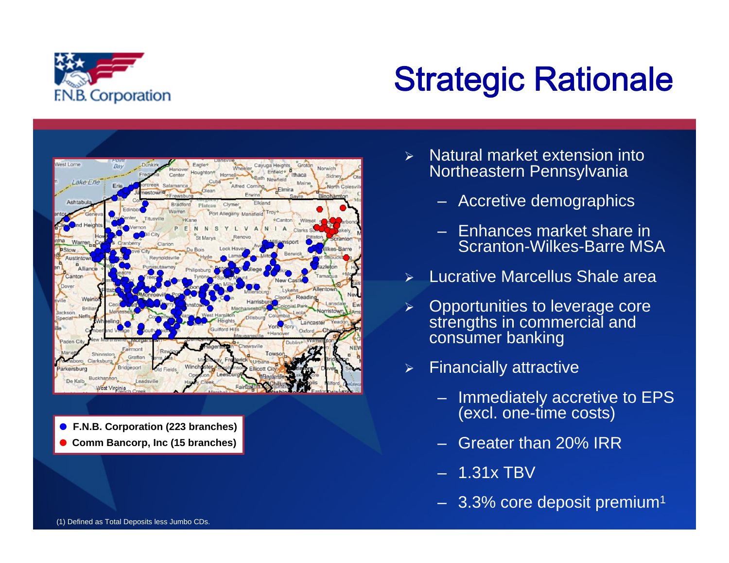# Strategic Rationale

- Natural market extension into Northeastern Pennsylvania
  - Accretive demographics
  - Enhances market share in Scranton-Wilkes-Barre MSA
- Lucrative Marcellus Shale area
- Opportunities to leverage core strengths in commercial and consumer banking
- Financially attractive
  - Immediately accretive to EPS (excl. one-time costs)
  - Greater than 20% IRR
  - 1.31x TBV
  - 3.3% core deposit premium[1]

- F.N.B. Corporation (223 branches)
- Comm Bancorp, Inc (15 branches)

(1) Defined as Total Deposits less Jumbo CDs.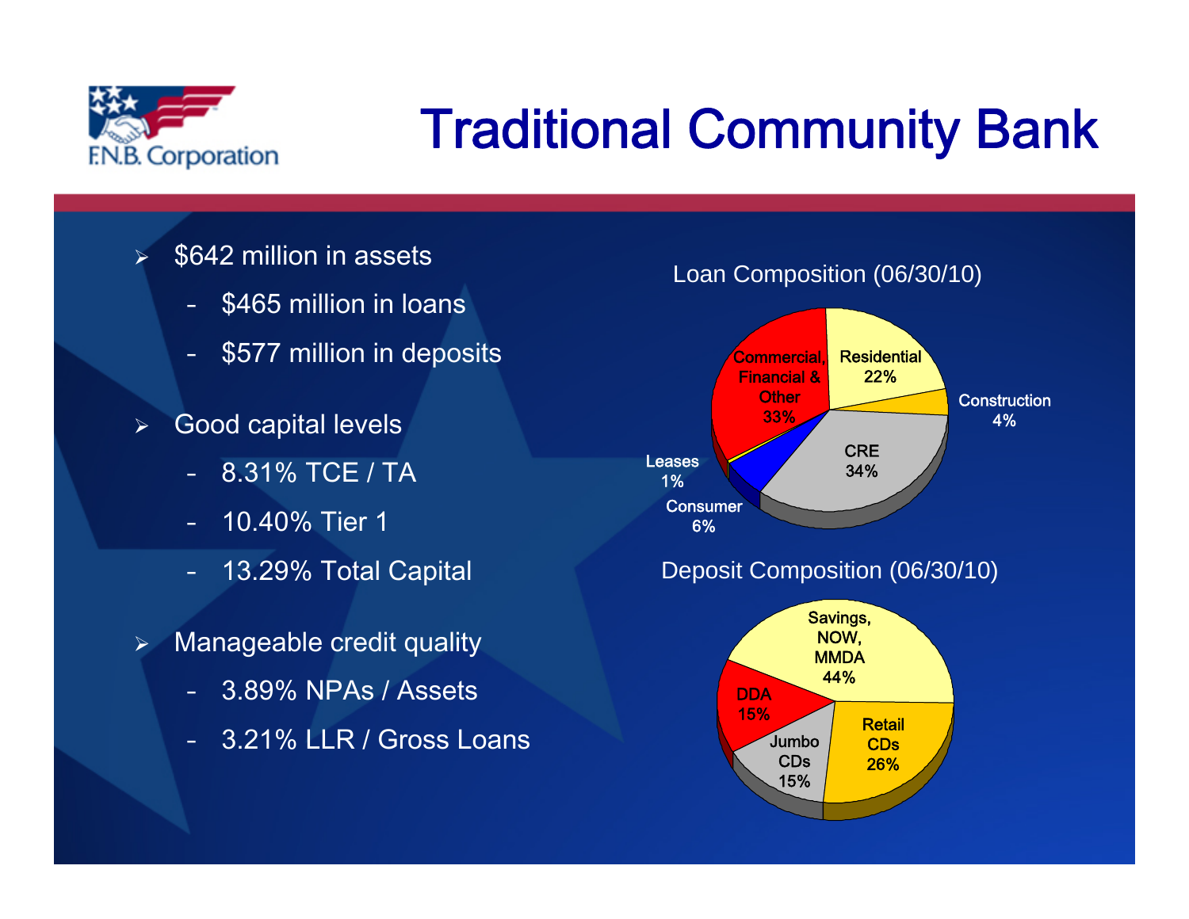F.N.B. Corporation

# Traditional Community Bank

- $642 million in assets
  - $465 million in loans
  - $577 million in deposits
- Good capital levels
  - 8.31% TCE / TA
  - 10.40% Tier 1
  - 13.29% Total Capital
- Manageable credit quality
  - 3.89% NPAs / Assets
  - 3.21% LLR / Gross Loans

Loan Composition (06/30/10)

Commercial, Financial & Other 33%

Residential 22%

Construction 4%

CRE 34%

Consumer 6%

Leases 1%

Deposit Composition (06/30/10)

Savings, NOW, MMDA 44%

Retail CDs 26%

Jumbo CDs 15%

DDA 15%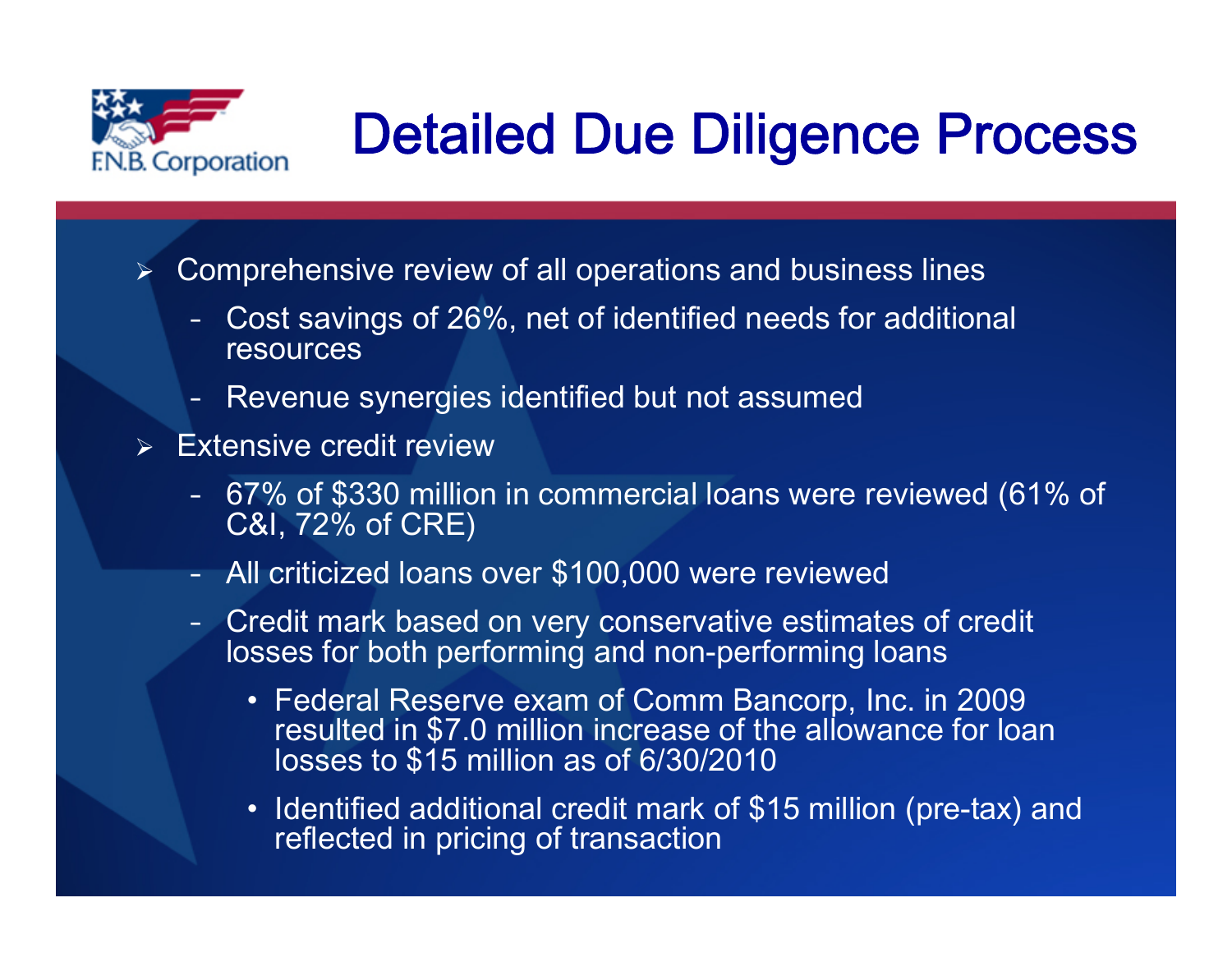# Detailed Due Diligence Process

- Comprehensive review of all operations and business lines
  - Cost savings of 26%, net of identified needs for additional resources
  - Revenue synergies identified but not assumed
- Extensive credit review
  - 67% of $330 million in commercial loans were reviewed (61% of C&I, 72% of CRE)
  - All criticized loans over $100,000 were reviewed
  - Credit mark based on very conservative estimates of credit losses for both performing and non-performing loans
    - Federal Reserve exam of Comm Bancorp, Inc. in 2009 resulted in $7.0 million increase of the allowance for loan losses to $15 million as of 6/30/2010
    - Identified additional credit mark of $15 million (pre-tax) and reflected in pricing of transaction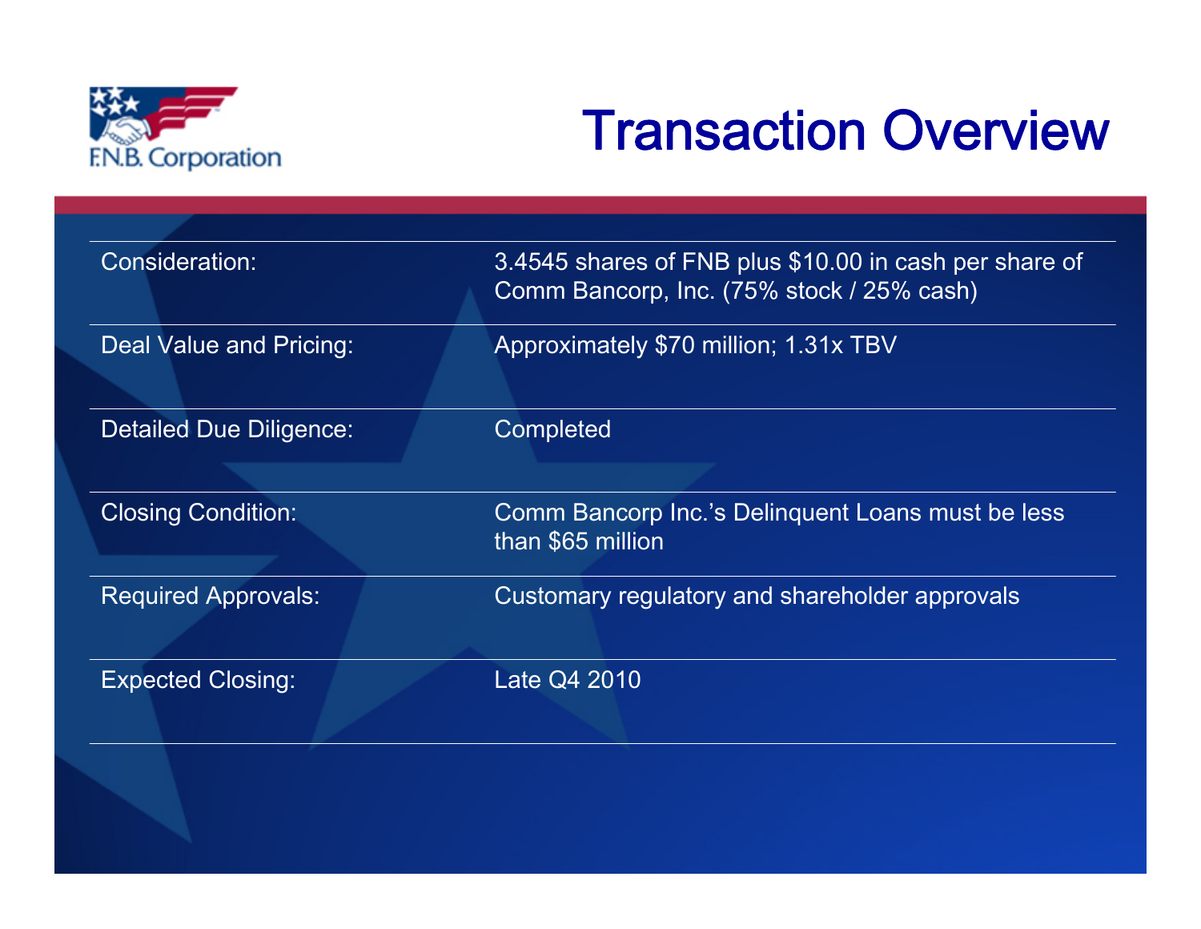F.N.B. Corporation

# Transaction Overview

| | |
|---|---|
| Consideration: | 3.4545 shares of FNB plus $10.00 in cash per share of Comm Bancorp, Inc. (75% stock / 25% cash) |
| Deal Value and Pricing: | Approximately $70 million; 1.31x TBV |
| Detailed Due Diligence: | Completed |
| Closing Condition: | Comm Bancorp Inc.'s Delinquent Loans must be less than $65 million |
| Required Approvals: | Customary regulatory and shareholder approvals |
| Expected Closing: | Late Q4 2010 |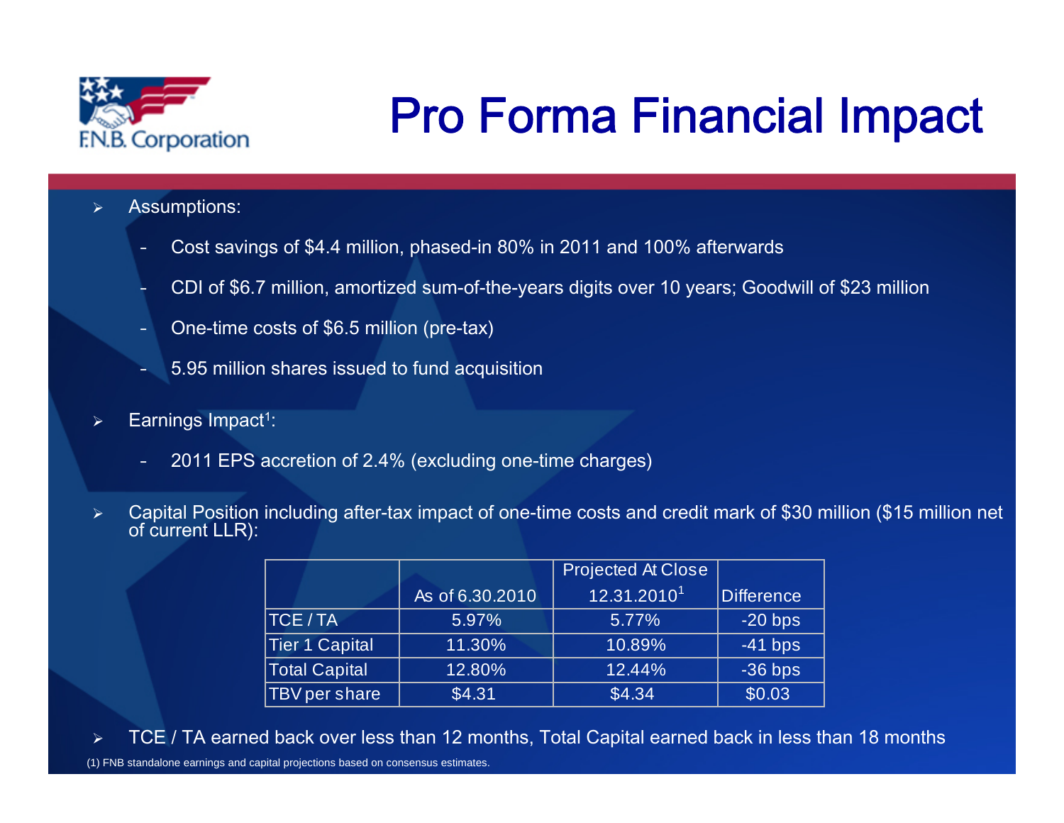# Pro Forma Financial Impact

- Assumptions:
  - Cost savings of $4.4 million, phased-in 80% in 2011 and 100% afterwards
  - CDI of $6.7 million, amortized sum-of-the-years digits over 10 years; Goodwill of $23 million
  - One-time costs of $6.5 million (pre-tax)
  - 5.95 million shares issued to fund acquisition
- Earnings Impact[1]:
  - 2011 EPS accretion of 2.4% (excluding one-time charges)
- Capital Position including after-tax impact of one-time costs and credit mark of $30 million ($15 million net of current LLR):

| | As of 6.30.2010 | Projected At Close 12.31.2010[1] | Difference |
|---|---|---|---|
| TCE / TA | 5.97% | 5.77% | -20 bps |
| Tier 1 Capital | 11.30% | 10.89% | -41 bps |
| Total Capital | 12.80% | 12.44% | -36 bps |
| TBV per share | $4.31 | $4.34 | $0.03 |

- TCE / TA earned back over less than 12 months, Total Capital earned back in less than 18 months

(1) FNB standalone earnings and capital projections based on consensus estimates.